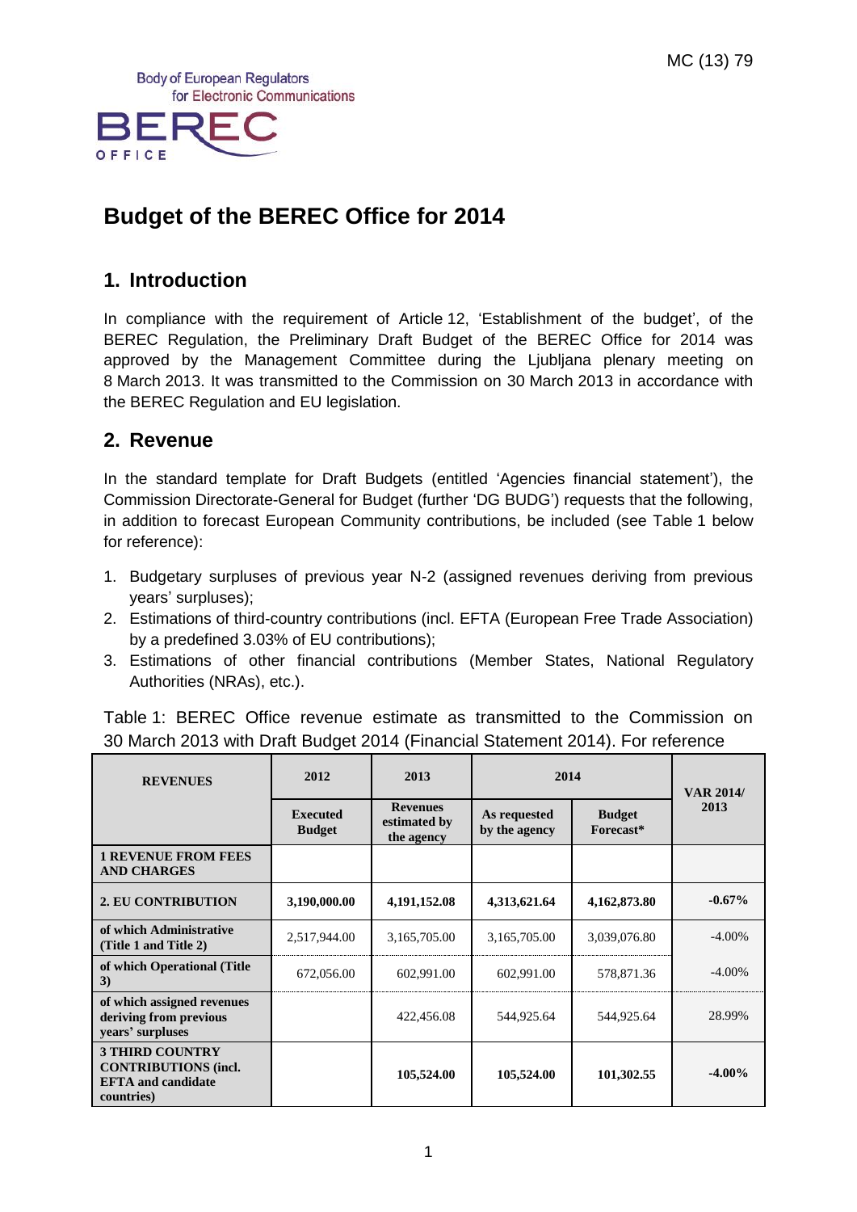MC (13) 79

Body of European Regulators for Electronic Communications

BEREC OFFICE

# Budget of the BEREC Office for 2014

## 1. Introduction

In compliance with the requirement of Article 12, 'Establishment of the budget', of the BEREC Regulation, the Preliminary Draft Budget of the BEREC Office for 2014 was approved by the Management Committee during the Ljubljana plenary meeting on 8 March 2013. It was transmitted to the Commission on 30 March 2013 in accordance with the BEREC Regulation and EU legislation.

## 2. Revenue

In the standard template for Draft Budgets (entitled 'Agencies financial statement'), the Commission Directorate-General for Budget (further 'DG BUDG') requests that the following, in addition to forecast European Community contributions, be included (see Table 1 below for reference):

1. Budgetary surpluses of previous year N-2 (assigned revenues deriving from previous years' surpluses);
2. Estimations of third-country contributions (incl. EFTA (European Free Trade Association) by a predefined 3.03% of EU contributions);
3. Estimations of other financial contributions (Member States, National Regulatory Authorities (NRAs), etc.).

Table 1: BEREC Office revenue estimate as transmitted to the Commission on 30 March 2013 with Draft Budget 2014 (Financial Statement 2014). For reference

| REVENUES | 2012 | 2013 | 2014 | | VAR 2014/ 2013 |
|---|---|---|---|---|---|
| | Executed Budget | Revenues estimated by the agency | As requested by the agency | Budget Forecast* | |
| **1 REVENUE FROM FEES AND CHARGES** | | | | | |
| **2. EU CONTRIBUTION** | **3,190,000.00** | **4,191,152.08** | **4,313,621.64** | **4,162,873.80** | **-0.67%** |
| **of which Administrative (Title 1 and Title 2)** | 2,517,944.00 | 3,165,705.00 | 3,165,705.00 | 3,039,076.80 | -4.00% |
| **of which Operational (Title 3)** | 672,056.00 | 602,991.00 | 602,991.00 | 578,871.36 | -4.00% |
| **of which assigned revenues deriving from previous years' surpluses** | | 422,456.08 | 544,925.64 | 544,925.64 | 28.99% |
| **3 THIRD COUNTRY CONTRIBUTIONS (incl. EFTA and candidate countries)** | | **105,524.00** | **105,524.00** | **101,302.55** | **-4.00%** |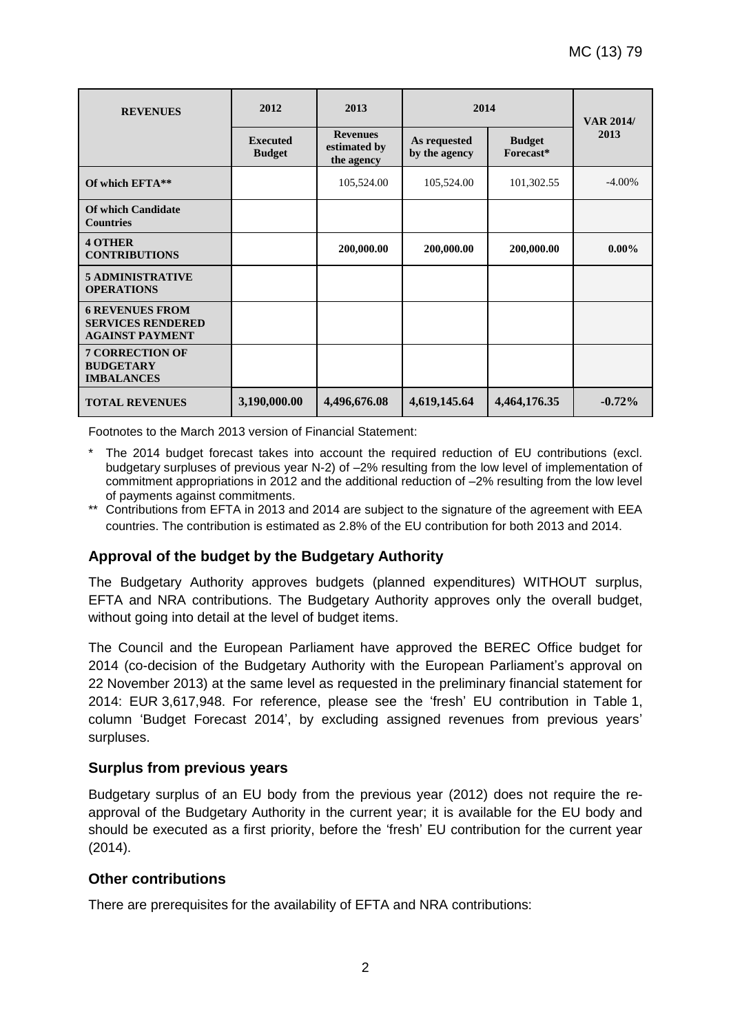| REVENUES | 2012 | 2013 | 2014 | | VAR 2014/ 2013 |
|---|---|---|---|---|---|
| | Executed Budget | Revenues estimated by the agency | As requested by the agency | Budget Forecast* | |
| Of which EFTA** | | 105,524.00 | 105,524.00 | 101,302.55 | -4.00% |
| Of which Candidate Countries | | | | | |
| **4 OTHER CONTRIBUTIONS** | | **200,000.00** | **200,000.00** | **200,000.00** | **0.00%** |
| **5 ADMINISTRATIVE OPERATIONS** | | | | | |
| **6 REVENUES FROM SERVICES RENDERED AGAINST PAYMENT** | | | | | |
| **7 CORRECTION OF BUDGETARY IMBALANCES** | | | | | |
| **TOTAL REVENUES** | **3,190,000.00** | **4,496,676.08** | **4,619,145.64** | **4,464,176.35** | **-0.72%** |

Footnotes to the March 2013 version of Financial Statement:

\* The 2014 budget forecast takes into account the required reduction of EU contributions (excl. budgetary surpluses of previous year N-2) of –2% resulting from the low level of implementation of commitment appropriations in 2012 and the additional reduction of –2% resulting from the low level of payments against commitments.

\*\* Contributions from EFTA in 2013 and 2014 are subject to the signature of the agreement with EEA countries. The contribution is estimated as 2.8% of the EU contribution for both 2013 and 2014.

### Approval of the budget by the Budgetary Authority

The Budgetary Authority approves budgets (planned expenditures) WITHOUT surplus, EFTA and NRA contributions. The Budgetary Authority approves only the overall budget, without going into detail at the level of budget items.

The Council and the European Parliament have approved the BEREC Office budget for 2014 (co-decision of the Budgetary Authority with the European Parliament's approval on 22 November 2013) at the same level as requested in the preliminary financial statement for 2014: EUR 3,617,948. For reference, please see the 'fresh' EU contribution in Table 1, column 'Budget Forecast 2014', by excluding assigned revenues from previous years' surpluses.

### Surplus from previous years

Budgetary surplus of an EU body from the previous year (2012) does not require the re-approval of the Budgetary Authority in the current year; it is available for the EU body and should be executed as a first priority, before the 'fresh' EU contribution for the current year (2014).

### Other contributions

There are prerequisites for the availability of EFTA and NRA contributions: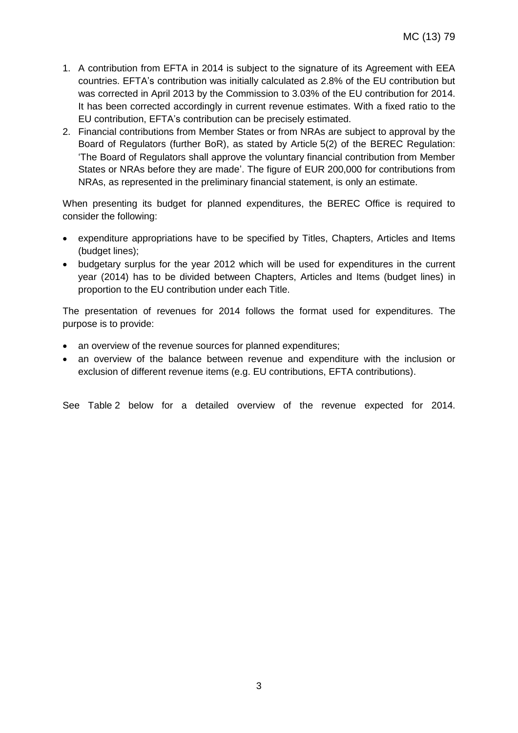1. A contribution from EFTA in 2014 is subject to the signature of its Agreement with EEA countries. EFTA's contribution was initially calculated as 2.8% of the EU contribution but was corrected in April 2013 by the Commission to 3.03% of the EU contribution for 2014. It has been corrected accordingly in current revenue estimates. With a fixed ratio to the EU contribution, EFTA's contribution can be precisely estimated.
2. Financial contributions from Member States or from NRAs are subject to approval by the Board of Regulators (further BoR), as stated by Article 5(2) of the BEREC Regulation: 'The Board of Regulators shall approve the voluntary financial contribution from Member States or NRAs before they are made'. The figure of EUR 200,000 for contributions from NRAs, as represented in the preliminary financial statement, is only an estimate.

When presenting its budget for planned expenditures, the BEREC Office is required to consider the following:

- expenditure appropriations have to be specified by Titles, Chapters, Articles and Items (budget lines);
- budgetary surplus for the year 2012 which will be used for expenditures in the current year (2014) has to be divided between Chapters, Articles and Items (budget lines) in proportion to the EU contribution under each Title.

The presentation of revenues for 2014 follows the format used for expenditures. The purpose is to provide:

- an overview of the revenue sources for planned expenditures;
- an overview of the balance between revenue and expenditure with the inclusion or exclusion of different revenue items (e.g. EU contributions, EFTA contributions).

See Table 2 below for a detailed overview of the revenue expected for 2014.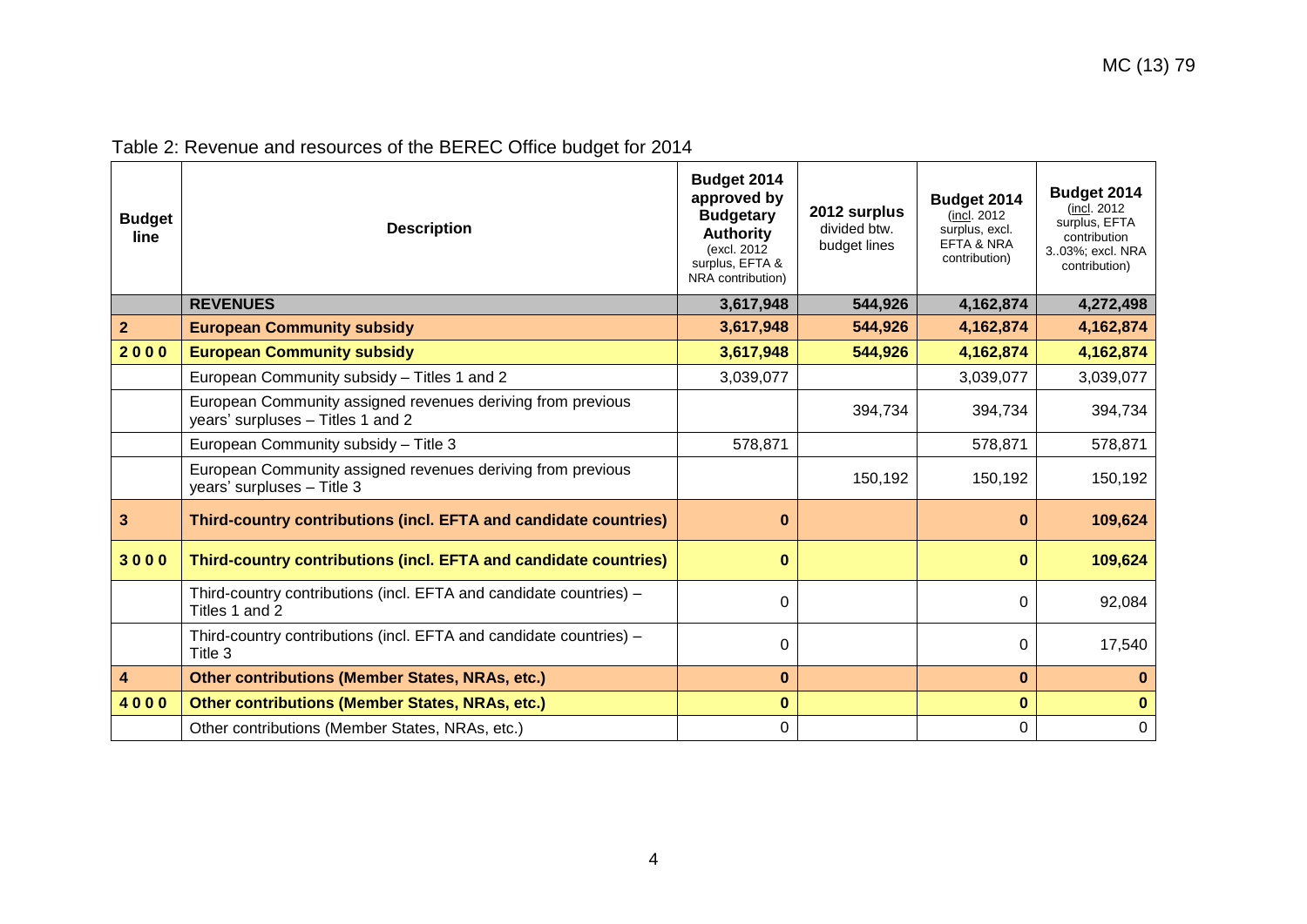Table 2: Revenue and resources of the BEREC Office budget for 2014

| Budget line | Description | Budget 2014 approved by Budgetary Authority (excl. 2012 surplus, EFTA & NRA contribution) | 2012 surplus divided btw. budget lines | Budget 2014 (incl. 2012 surplus, excl. EFTA & NRA contribution) | Budget 2014 (incl. 2012 surplus, EFTA contribution 3..03%; excl. NRA contribution) |
|---|---|---|---|---|---|
| | **REVENUES** | **3,617,948** | **544,926** | **4,162,874** | **4,272,498** |
| **2** | **European Community subsidy** | **3,617,948** | **544,926** | **4,162,874** | **4,162,874** |
| **2 0 0 0** | **European Community subsidy** | **3,617,948** | **544,926** | **4,162,874** | **4,162,874** |
| | European Community subsidy – Titles 1 and 2 | 3,039,077 | | 3,039,077 | 3,039,077 |
| | European Community assigned revenues deriving from previous years' surpluses – Titles 1 and 2 | | 394,734 | 394,734 | 394,734 |
| | European Community subsidy – Title 3 | 578,871 | | 578,871 | 578,871 |
| | European Community assigned revenues deriving from previous years' surpluses – Title 3 | | 150,192 | 150,192 | 150,192 |
| **3** | **Third-country contributions (incl. EFTA and candidate countries)** | **0** | | **0** | **109,624** |
| **3 0 0 0** | **Third-country contributions (incl. EFTA and candidate countries)** | **0** | | **0** | **109,624** |
| | Third-country contributions (incl. EFTA and candidate countries) – Titles 1 and 2 | 0 | | 0 | 92,084 |
| | Third-country contributions (incl. EFTA and candidate countries) – Title 3 | 0 | | 0 | 17,540 |
| **4** | **Other contributions (Member States, NRAs, etc.)** | **0** | | **0** | **0** |
| **4 0 0 0** | **Other contributions (Member States, NRAs, etc.)** | **0** | | **0** | **0** |
| | Other contributions (Member States, NRAs, etc.) | 0 | | 0 | 0 |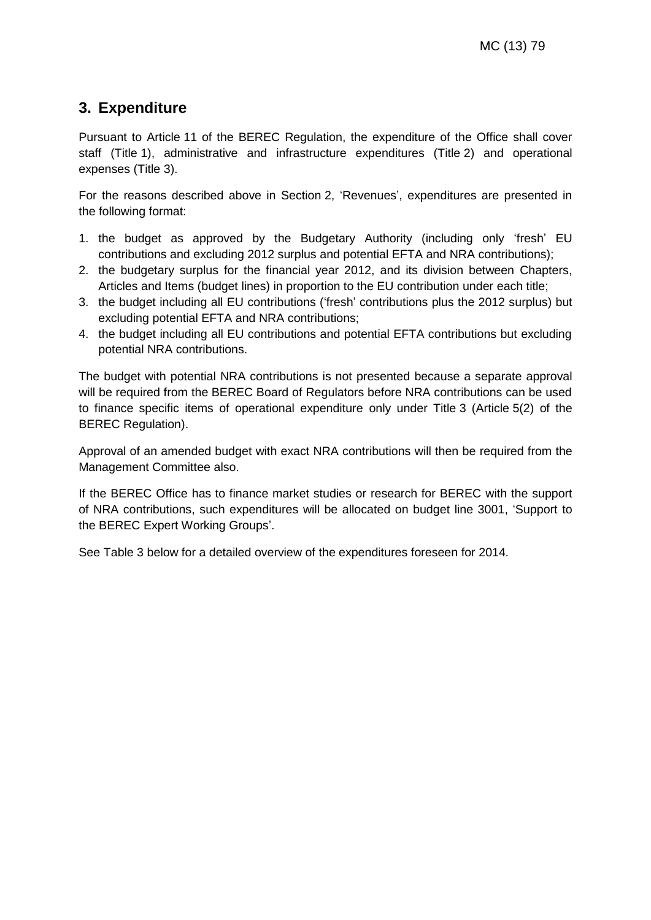## 3. Expenditure

Pursuant to Article 11 of the BEREC Regulation, the expenditure of the Office shall cover staff (Title 1), administrative and infrastructure expenditures (Title 2) and operational expenses (Title 3).

For the reasons described above in Section 2, 'Revenues', expenditures are presented in the following format:

1. the budget as approved by the Budgetary Authority (including only 'fresh' EU contributions and excluding 2012 surplus and potential EFTA and NRA contributions);
2. the budgetary surplus for the financial year 2012, and its division between Chapters, Articles and Items (budget lines) in proportion to the EU contribution under each title;
3. the budget including all EU contributions ('fresh' contributions plus the 2012 surplus) but excluding potential EFTA and NRA contributions;
4. the budget including all EU contributions and potential EFTA contributions but excluding potential NRA contributions.

The budget with potential NRA contributions is not presented because a separate approval will be required from the BEREC Board of Regulators before NRA contributions can be used to finance specific items of operational expenditure only under Title 3 (Article 5(2) of the BEREC Regulation).

Approval of an amended budget with exact NRA contributions will then be required from the Management Committee also.

If the BEREC Office has to finance market studies or research for BEREC with the support of NRA contributions, such expenditures will be allocated on budget line 3001, 'Support to the BEREC Expert Working Groups'.

See Table 3 below for a detailed overview of the expenditures foreseen for 2014.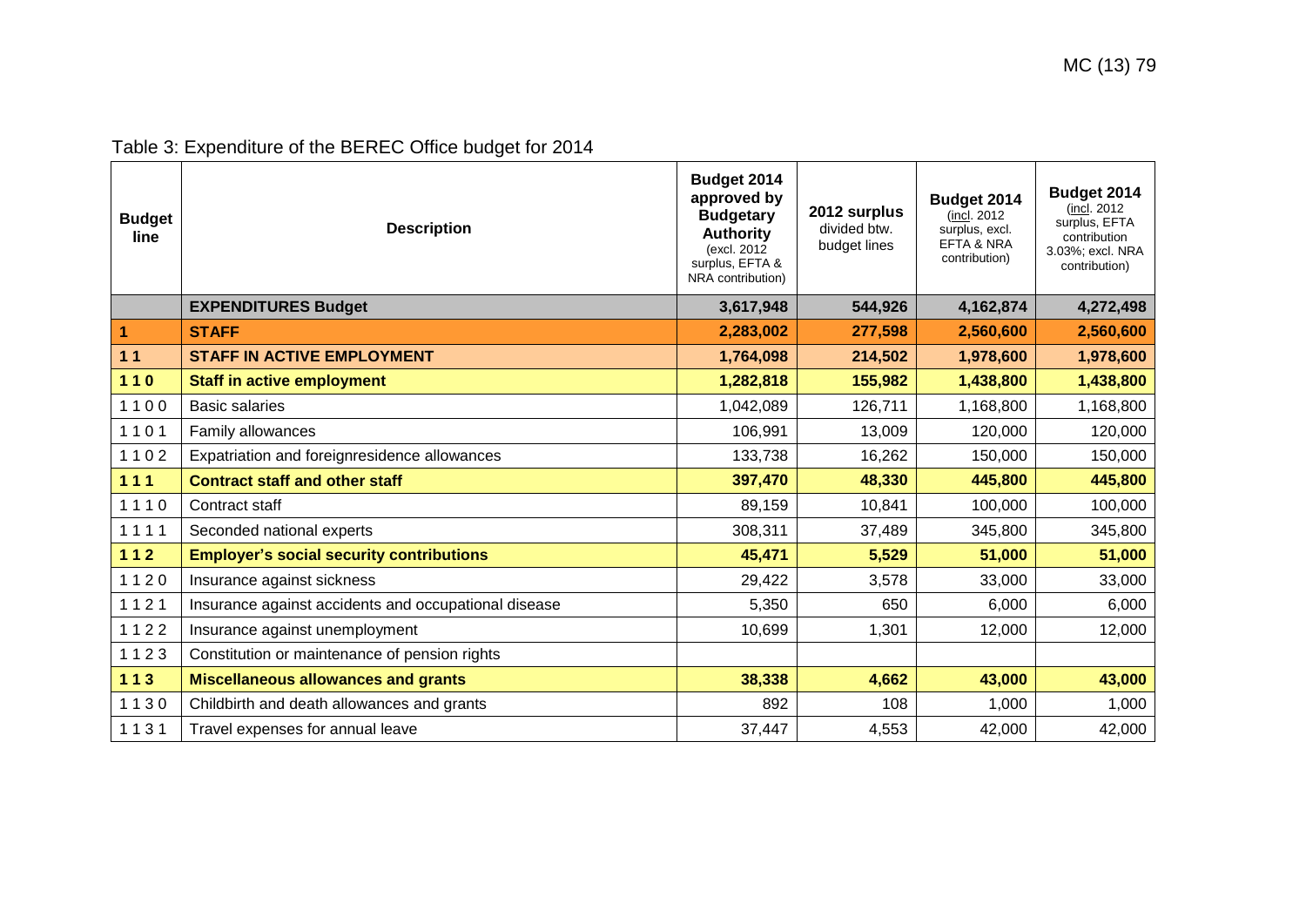Table 3: Expenditure of the BEREC Office budget for 2014

| Budget line | Description | Budget 2014 approved by Budgetary Authority (excl. 2012 surplus, EFTA & NRA contribution) | 2012 surplus divided btw. budget lines | Budget 2014 (incl. 2012 surplus, excl. EFTA & NRA contribution) | Budget 2014 (incl. 2012 surplus, EFTA contribution 3.03%; excl. NRA contribution) |
|---|---|---|---|---|---|
| | **EXPENDITURES Budget** | **3,617,948** | **544,926** | **4,162,874** | **4,272,498** |
| **1** | **STAFF** | **2,283,002** | **277,598** | **2,560,600** | **2,560,600** |
| **1 1** | **STAFF IN ACTIVE EMPLOYMENT** | **1,764,098** | **214,502** | **1,978,600** | **1,978,600** |
| **1 1 0** | **Staff in active employment** | **1,282,818** | **155,982** | **1,438,800** | **1,438,800** |
| 1 1 0 0 | Basic salaries | 1,042,089 | 126,711 | 1,168,800 | 1,168,800 |
| 1 1 0 1 | Family allowances | 106,991 | 13,009 | 120,000 | 120,000 |
| 1 1 0 2 | Expatriation and foreignresidence allowances | 133,738 | 16,262 | 150,000 | 150,000 |
| **1 1 1** | **Contract staff and other staff** | **397,470** | **48,330** | **445,800** | **445,800** |
| 1 1 1 0 | Contract staff | 89,159 | 10,841 | 100,000 | 100,000 |
| 1 1 1 1 | Seconded national experts | 308,311 | 37,489 | 345,800 | 345,800 |
| **1 1 2** | **Employer's social security contributions** | **45,471** | **5,529** | **51,000** | **51,000** |
| 1 1 2 0 | Insurance against sickness | 29,422 | 3,578 | 33,000 | 33,000 |
| 1 1 2 1 | Insurance against accidents and occupational disease | 5,350 | 650 | 6,000 | 6,000 |
| 1 1 2 2 | Insurance against unemployment | 10,699 | 1,301 | 12,000 | 12,000 |
| 1 1 2 3 | Constitution or maintenance of pension rights | | | | |
| **1 1 3** | **Miscellaneous allowances and grants** | **38,338** | **4,662** | **43,000** | **43,000** |
| 1 1 3 0 | Childbirth and death allowances and grants | 892 | 108 | 1,000 | 1,000 |
| 1 1 3 1 | Travel expenses for annual leave | 37,447 | 4,553 | 42,000 | 42,000 |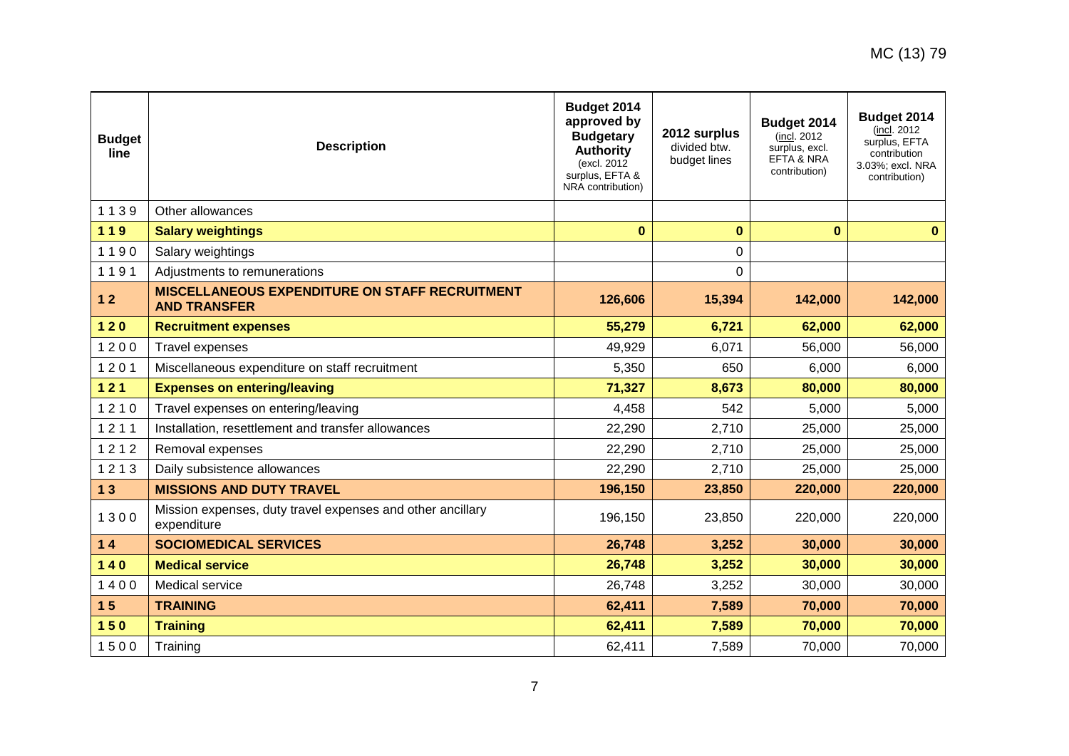| Budget line | Description | Budget 2014 approved by Budgetary Authority (excl. 2012 surplus, EFTA & NRA contribution) | 2012 surplus divided btw. budget lines | Budget 2014 (incl. 2012 surplus, excl. EFTA & NRA contribution) | Budget 2014 (incl. 2012 surplus, EFTA contribution 3.03%; excl. NRA contribution) |
|---|---|---|---|---|---|
| 1 1 3 9 | Other allowances | | | | |
| **1 1 9** | **Salary weightings** | **0** | **0** | **0** | **0** |
| 1 1 9 0 | Salary weightings | | 0 | | |
| 1 1 9 1 | Adjustments to remunerations | | 0 | | |
| **1 2** | **MISCELLANEOUS EXPENDITURE ON STAFF RECRUITMENT AND TRANSFER** | **126,606** | **15,394** | **142,000** | **142,000** |
| **1 2 0** | **Recruitment expenses** | **55,279** | **6,721** | **62,000** | **62,000** |
| 1 2 0 0 | Travel expenses | 49,929 | 6,071 | 56,000 | 56,000 |
| 1 2 0 1 | Miscellaneous expenditure on staff recruitment | 5,350 | 650 | 6,000 | 6,000 |
| **1 2 1** | **Expenses on entering/leaving** | **71,327** | **8,673** | **80,000** | **80,000** |
| 1 2 1 0 | Travel expenses on entering/leaving | 4,458 | 542 | 5,000 | 5,000 |
| 1 2 1 1 | Installation, resettlement and transfer allowances | 22,290 | 2,710 | 25,000 | 25,000 |
| 1 2 1 2 | Removal expenses | 22,290 | 2,710 | 25,000 | 25,000 |
| 1 2 1 3 | Daily subsistence allowances | 22,290 | 2,710 | 25,000 | 25,000 |
| **1 3** | **MISSIONS AND DUTY TRAVEL** | **196,150** | **23,850** | **220,000** | **220,000** |
| 1 3 0 0 | Mission expenses, duty travel expenses and other ancillary expenditure | 196,150 | 23,850 | 220,000 | 220,000 |
| **1 4** | **SOCIOMEDICAL SERVICES** | **26,748** | **3,252** | **30,000** | **30,000** |
| **1 4 0** | **Medical service** | **26,748** | **3,252** | **30,000** | **30,000** |
| 1 4 0 0 | Medical service | 26,748 | 3,252 | 30,000 | 30,000 |
| **1 5** | **TRAINING** | **62,411** | **7,589** | **70,000** | **70,000** |
| **1 5 0** | **Training** | **62,411** | **7,589** | **70,000** | **70,000** |
| 1 5 0 0 | Training | 62,411 | 7,589 | 70,000 | 70,000 |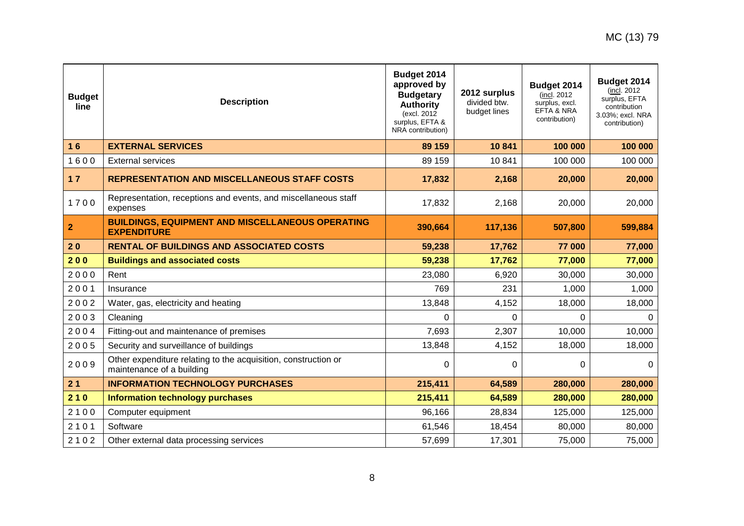| Budget line | Description | Budget 2014 approved by Budgetary Authority (excl. 2012 surplus, EFTA & NRA contribution) | 2012 surplus divided btw. budget lines | Budget 2014 (incl. 2012 surplus, excl. EFTA & NRA contribution) | Budget 2014 (incl. 2012 surplus, EFTA contribution 3.03%; excl. NRA contribution) |
|---|---|---|---|---|---|
| **1 6** | **EXTERNAL SERVICES** | **89 159** | **10 841** | **100 000** | **100 000** |
| 1 6 0 0 | External services | 89 159 | 10 841 | 100 000 | 100 000 |
| **1 7** | **REPRESENTATION AND MISCELLANEOUS STAFF COSTS** | **17,832** | **2,168** | **20,000** | **20,000** |
| 1 7 0 0 | Representation, receptions and events, and miscellaneous staff expenses | 17,832 | 2,168 | 20,000 | 20,000 |
| **2** | **BUILDINGS, EQUIPMENT AND MISCELLANEOUS OPERATING EXPENDITURE** | **390,664** | **117,136** | **507,800** | **599,884** |
| **2 0** | **RENTAL OF BUILDINGS AND ASSOCIATED COSTS** | **59,238** | **17,762** | **77 000** | **77,000** |
| **2 0 0** | **Buildings and associated costs** | **59,238** | **17,762** | **77,000** | **77,000** |
| 2 0 0 0 | Rent | 23,080 | 6,920 | 30,000 | 30,000 |
| 2 0 0 1 | Insurance | 769 | 231 | 1,000 | 1,000 |
| 2 0 0 2 | Water, gas, electricity and heating | 13,848 | 4,152 | 18,000 | 18,000 |
| 2 0 0 3 | Cleaning | 0 | 0 | 0 | 0 |
| 2 0 0 4 | Fitting-out and maintenance of premises | 7,693 | 2,307 | 10,000 | 10,000 |
| 2 0 0 5 | Security and surveillance of buildings | 13,848 | 4,152 | 18,000 | 18,000 |
| 2 0 0 9 | Other expenditure relating to the acquisition, construction or maintenance of a building | 0 | 0 | 0 | 0 |
| **2 1** | **INFORMATION TECHNOLOGY PURCHASES** | **215,411** | **64,589** | **280,000** | **280,000** |
| **2 1 0** | **Information technology purchases** | **215,411** | **64,589** | **280,000** | **280,000** |
| 2 1 0 0 | Computer equipment | 96,166 | 28,834 | 125,000 | 125,000 |
| 2 1 0 1 | Software | 61,546 | 18,454 | 80,000 | 80,000 |
| 2 1 0 2 | Other external data processing services | 57,699 | 17,301 | 75,000 | 75,000 |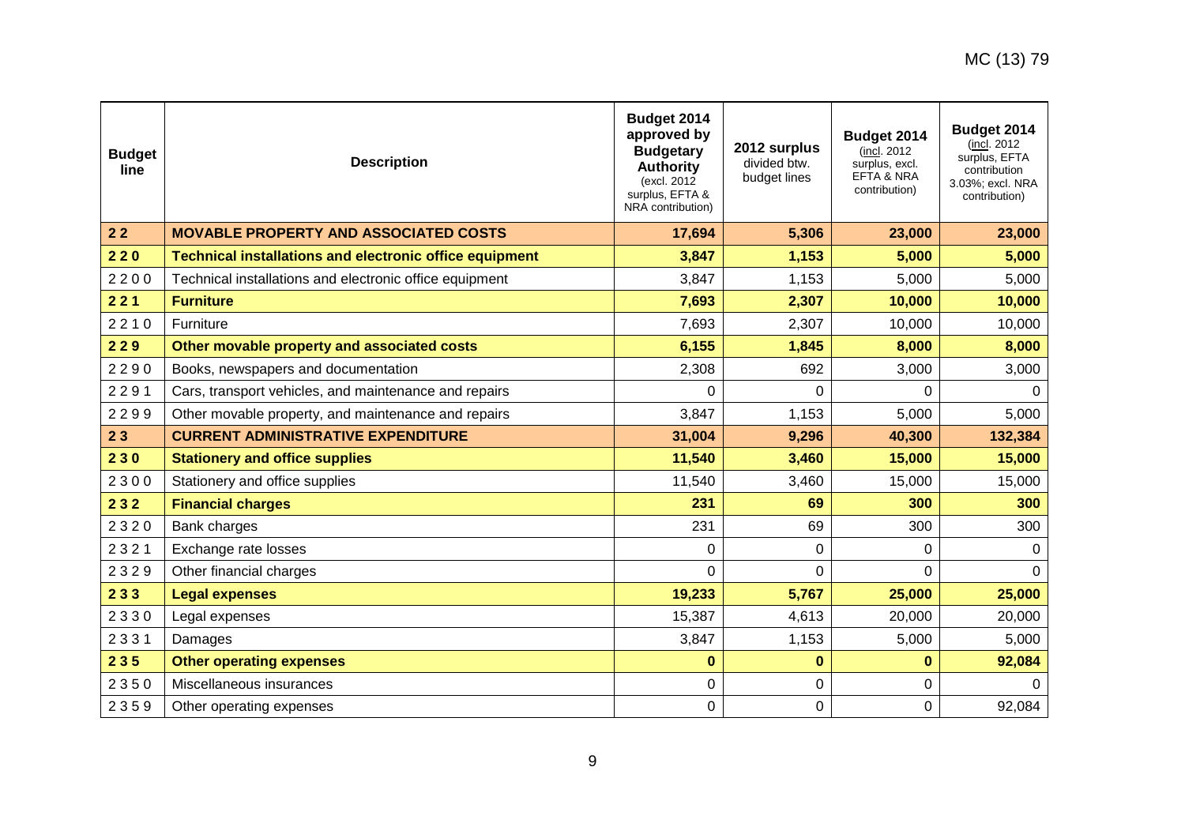| Budget line | Description | Budget 2014 approved by Budgetary Authority (excl. 2012 surplus, EFTA & NRA contribution) | 2012 surplus divided btw. budget lines | Budget 2014 (incl. 2012 surplus, excl. EFTA & NRA contribution) | Budget 2014 (incl. 2012 surplus, EFTA contribution 3.03%; excl. NRA contribution) |
|---|---|---|---|---|---|
| **2 2** | **MOVABLE PROPERTY AND ASSOCIATED COSTS** | **17,694** | **5,306** | **23,000** | **23,000** |
| **2 2 0** | **Technical installations and electronic office equipment** | **3,847** | **1,153** | **5,000** | **5,000** |
| 2 2 0 0 | Technical installations and electronic office equipment | 3,847 | 1,153 | 5,000 | 5,000 |
| **2 2 1** | **Furniture** | **7,693** | **2,307** | **10,000** | **10,000** |
| 2 2 1 0 | Furniture | 7,693 | 2,307 | 10,000 | 10,000 |
| **2 2 9** | **Other movable property and associated costs** | **6,155** | **1,845** | **8,000** | **8,000** |
| 2 2 9 0 | Books, newspapers and documentation | 2,308 | 692 | 3,000 | 3,000 |
| 2 2 9 1 | Cars, transport vehicles, and maintenance and repairs | 0 | 0 | 0 | 0 |
| 2 2 9 9 | Other movable property, and maintenance and repairs | 3,847 | 1,153 | 5,000 | 5,000 |
| **2 3** | **CURRENT ADMINISTRATIVE EXPENDITURE** | **31,004** | **9,296** | **40,300** | **132,384** |
| **2 3 0** | **Stationery and office supplies** | **11,540** | **3,460** | **15,000** | **15,000** |
| 2 3 0 0 | Stationery and office supplies | 11,540 | 3,460 | 15,000 | 15,000 |
| **2 3 2** | **Financial charges** | **231** | **69** | **300** | **300** |
| 2 3 2 0 | Bank charges | 231 | 69 | 300 | 300 |
| 2 3 2 1 | Exchange rate losses | 0 | 0 | 0 | 0 |
| 2 3 2 9 | Other financial charges | 0 | 0 | 0 | 0 |
| **2 3 3** | **Legal expenses** | **19,233** | **5,767** | **25,000** | **25,000** |
| 2 3 3 0 | Legal expenses | 15,387 | 4,613 | 20,000 | 20,000 |
| 2 3 3 1 | Damages | 3,847 | 1,153 | 5,000 | 5,000 |
| **2 3 5** | **Other operating expenses** | **0** | **0** | **0** | **92,084** |
| 2 3 5 0 | Miscellaneous insurances | 0 | 0 | 0 | 0 |
| 2 3 5 9 | Other operating expenses | 0 | 0 | 0 | 92,084 |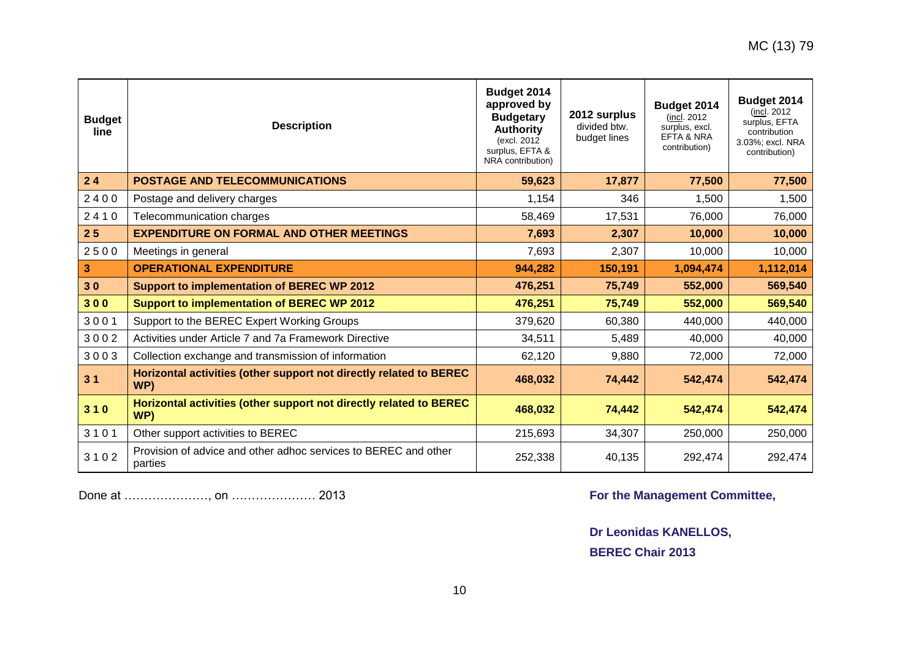| Budget line | Description | Budget 2014 approved by Budgetary Authority (excl. 2012 surplus, EFTA & NRA contribution) | 2012 surplus divided btw. budget lines | Budget 2014 (incl. 2012 surplus, excl. EFTA & NRA contribution) | Budget 2014 (incl. 2012 surplus, EFTA contribution 3.03%; excl. NRA contribution) |
|---|---|---|---|---|---|
| **2 4** | **POSTAGE AND TELECOMMUNICATIONS** | **59,623** | **17,877** | **77,500** | **77,500** |
| 2 4 0 0 | Postage and delivery charges | 1,154 | 346 | 1,500 | 1,500 |
| 2 4 1 0 | Telecommunication charges | 58,469 | 17,531 | 76,000 | 76,000 |
| **2 5** | **EXPENDITURE ON FORMAL AND OTHER MEETINGS** | **7,693** | **2,307** | **10,000** | **10,000** |
| 2 5 0 0 | Meetings in general | 7,693 | 2,307 | 10,000 | 10,000 |
| **3** | **OPERATIONAL EXPENDITURE** | **944,282** | **150,191** | **1,094,474** | **1,112,014** |
| **3 0** | **Support to implementation of BEREC WP 2012** | **476,251** | **75,749** | **552,000** | **569,540** |
| **3 0 0** | **Support to implementation of BEREC WP 2012** | **476,251** | **75,749** | **552,000** | **569,540** |
| 3 0 0 1 | Support to the BEREC Expert Working Groups | 379,620 | 60,380 | 440,000 | 440,000 |
| 3 0 0 2 | Activities under Article 7 and 7a Framework Directive | 34,511 | 5,489 | 40,000 | 40,000 |
| 3 0 0 3 | Collection exchange and transmission of information | 62,120 | 9,880 | 72,000 | 72,000 |
| **3 1** | **Horizontal activities (other support not directly related to BEREC WP)** | **468,032** | **74,442** | **542,474** | **542,474** |
| **3 1 0** | **Horizontal activities (other support not directly related to BEREC WP)** | **468,032** | **74,442** | **542,474** | **542,474** |
| 3 1 0 1 | Other support activities to BEREC | 215,693 | 34,307 | 250,000 | 250,000 |
| 3 1 0 2 | Provision of advice and other adhoc services to BEREC and other parties | 252,338 | 40,135 | 292,474 | 292,474 |

Done at …………………, on ………………… 2013

**For the Management Committee,**

**Dr Leonidas KANELLOS,**

**BEREC Chair 2013**